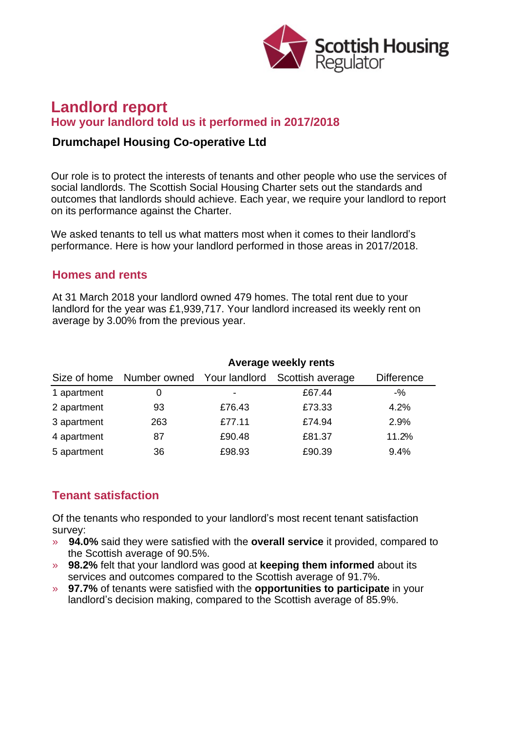Scottish Housing Regulator

# Landlord report

## How your landlord told us it performed in 2017/2018

### Drumchapel Housing Co-operative Ltd

Our role is to protect the interests of tenants and other people who use the services of social landlords. The Scottish Social Housing Charter sets out the standards and outcomes that landlords should achieve. Each year, we require your landlord to report on its performance against the Charter.

We asked tenants to tell us what matters most when it comes to their landlord's performance. Here is how your landlord performed in those areas in 2017/2018.

## Homes and rents

At 31 March 2018 your landlord owned 479 homes. The total rent due to your landlord for the year was £1,939,717. Your landlord increased its weekly rent on average by 3.00% from the previous year.

| | | Average weekly rents | | |
|---|---|---|---|---|
| Size of home | Number owned | Your landlord | Scottish average | Difference |
| 1 apartment | 0 | - | £67.44 | -% |
| 2 apartment | 93 | £76.43 | £73.33 | 4.2% |
| 3 apartment | 263 | £77.11 | £74.94 | 2.9% |
| 4 apartment | 87 | £90.48 | £81.37 | 11.2% |
| 5 apartment | 36 | £98.93 | £90.39 | 9.4% |

## Tenant satisfaction

Of the tenants who responded to your landlord's most recent tenant satisfaction survey:

- **94.0%** said they were satisfied with the **overall service** it provided, compared to the Scottish average of 90.5%.
- **98.2%** felt that your landlord was good at **keeping them informed** about its services and outcomes compared to the Scottish average of 91.7%.
- **97.7%** of tenants were satisfied with the **opportunities to participate** in your landlord's decision making, compared to the Scottish average of 85.9%.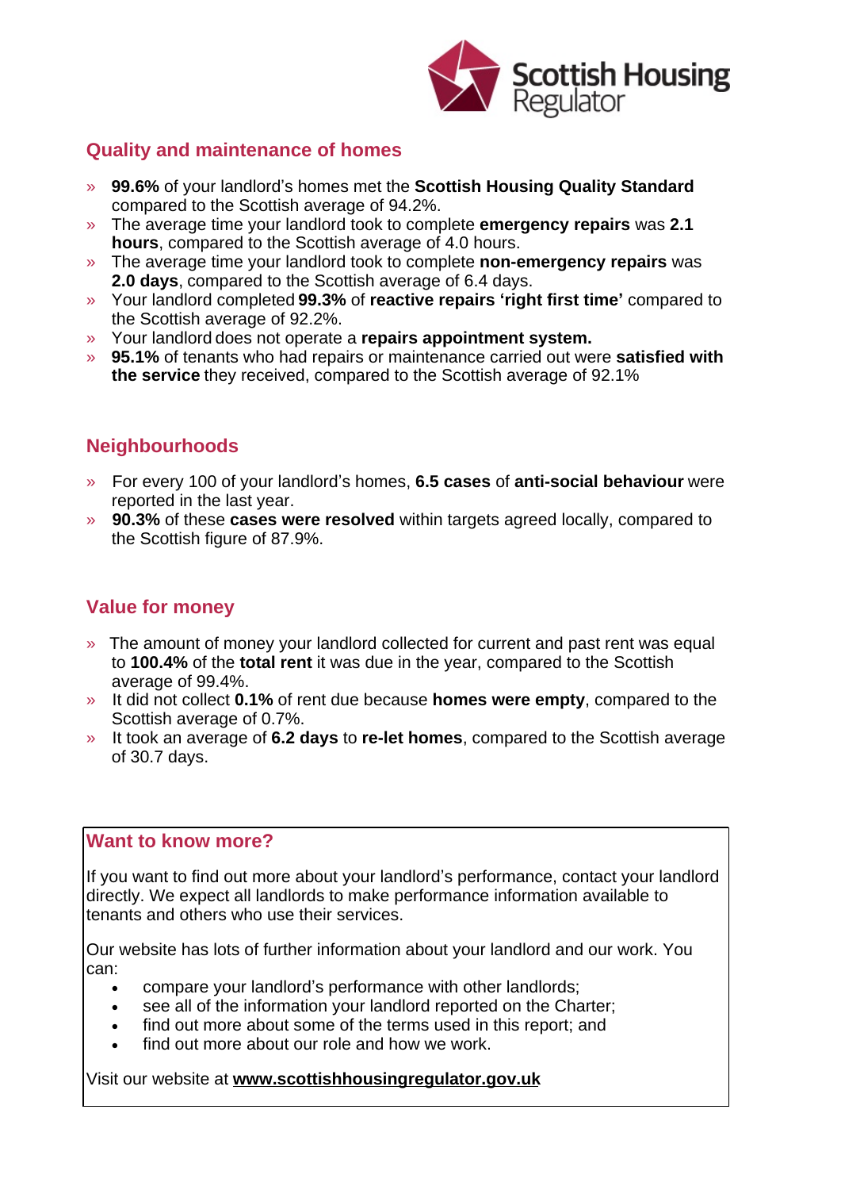## Quality and maintenance of homes

- **99.6%** of your landlord's homes met the **Scottish Housing Quality Standard** compared to the Scottish average of 94.2%.
- The average time your landlord took to complete **emergency repairs** was **2.1 hours**, compared to the Scottish average of 4.0 hours.
- The average time your landlord took to complete **non-emergency repairs** was **2.0 days**, compared to the Scottish average of 6.4 days.
- Your landlord completed **99.3%** of **reactive repairs 'right first time'** compared to the Scottish average of 92.2%.
- Your landlord does not operate a **repairs appointment system.**
- **95.1%** of tenants who had repairs or maintenance carried out were **satisfied with the service** they received, compared to the Scottish average of 92.1%

## Neighbourhoods

- For every 100 of your landlord's homes, **6.5 cases** of **anti-social behaviour** were reported in the last year.
- **90.3%** of these **cases were resolved** within targets agreed locally, compared to the Scottish figure of 87.9%.

## Value for money

- The amount of money your landlord collected for current and past rent was equal to **100.4%** of the **total rent** it was due in the year, compared to the Scottish average of 99.4%.
- It did not collect **0.1%** of rent due because **homes were empty**, compared to the Scottish average of 0.7%.
- It took an average of **6.2 days** to **re-let homes**, compared to the Scottish average of 30.7 days.

## Want to know more?

If you want to find out more about your landlord's performance, contact your landlord directly. We expect all landlords to make performance information available to tenants and others who use their services.

Our website has lots of further information about your landlord and our work. You can:

- compare your landlord's performance with other landlords;
- see all of the information your landlord reported on the Charter;
- find out more about some of the terms used in this report; and
- find out more about our role and how we work.

Visit our website at **www.scottishhousingregulator.gov.uk**